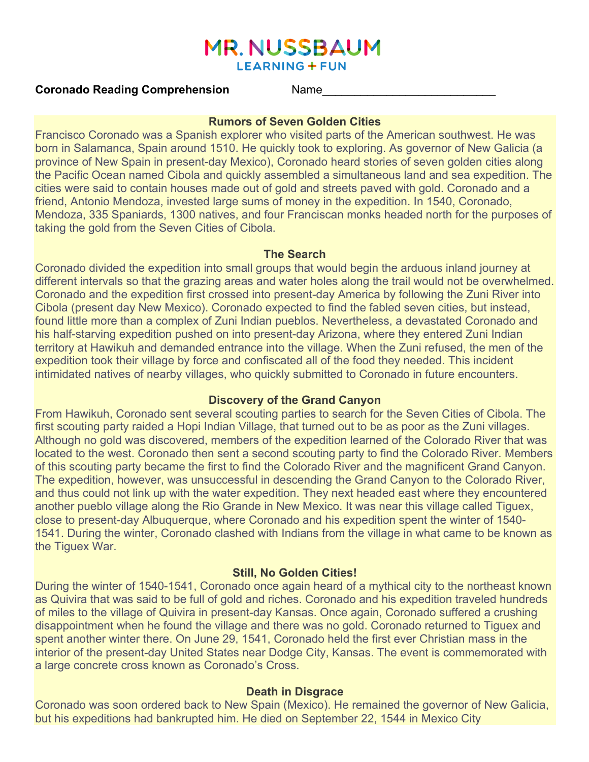MR. NUSSBAUM
LEARNING + FUN

**Coronado Reading Comprehension** Name___________________________

## Rumors of Seven Golden Cities

Francisco Coronado was a Spanish explorer who visited parts of the American southwest. He was born in Salamanca, Spain around 1510. He quickly took to exploring. As governor of New Galicia (a province of New Spain in present-day Mexico), Coronado heard stories of seven golden cities along the Pacific Ocean named Cibola and quickly assembled a simultaneous land and sea expedition. The cities were said to contain houses made out of gold and streets paved with gold. Coronado and a friend, Antonio Mendoza, invested large sums of money in the expedition. In 1540, Coronado, Mendoza, 335 Spaniards, 1300 natives, and four Franciscan monks headed north for the purposes of taking the gold from the Seven Cities of Cibola.

## The Search

Coronado divided the expedition into small groups that would begin the arduous inland journey at different intervals so that the grazing areas and water holes along the trail would not be overwhelmed. Coronado and the expedition first crossed into present-day America by following the Zuni River into Cibola (present day New Mexico). Coronado expected to find the fabled seven cities, but instead, found little more than a complex of Zuni Indian pueblos. Nevertheless, a devastated Coronado and his half-starving expedition pushed on into present-day Arizona, where they entered Zuni Indian territory at Hawikuh and demanded entrance into the village. When the Zuni refused, the men of the expedition took their village by force and confiscated all of the food they needed. This incident intimidated natives of nearby villages, who quickly submitted to Coronado in future encounters.

## Discovery of the Grand Canyon

From Hawikuh, Coronado sent several scouting parties to search for the Seven Cities of Cibola. The first scouting party raided a Hopi Indian Village, that turned out to be as poor as the Zuni villages. Although no gold was discovered, members of the expedition learned of the Colorado River that was located to the west. Coronado then sent a second scouting party to find the Colorado River. Members of this scouting party became the first to find the Colorado River and the magnificent Grand Canyon. The expedition, however, was unsuccessful in descending the Grand Canyon to the Colorado River, and thus could not link up with the water expedition. They next headed east where they encountered another pueblo village along the Rio Grande in New Mexico. It was near this village called Tiguex, close to present-day Albuquerque, where Coronado and his expedition spent the winter of 1540-1541. During the winter, Coronado clashed with Indians from the village in what came to be known as the Tiguex War.

## Still, No Golden Cities!

During the winter of 1540-1541, Coronado once again heard of a mythical city to the northeast known as Quivira that was said to be full of gold and riches. Coronado and his expedition traveled hundreds of miles to the village of Quivira in present-day Kansas. Once again, Coronado suffered a crushing disappointment when he found the village and there was no gold. Coronado returned to Tiguex and spent another winter there. On June 29, 1541, Coronado held the first ever Christian mass in the interior of the present-day United States near Dodge City, Kansas. The event is commemorated with a large concrete cross known as Coronado's Cross.

## Death in Disgrace

Coronado was soon ordered back to New Spain (Mexico). He remained the governor of New Galicia, but his expeditions had bankrupted him. He died on September 22, 1544 in Mexico City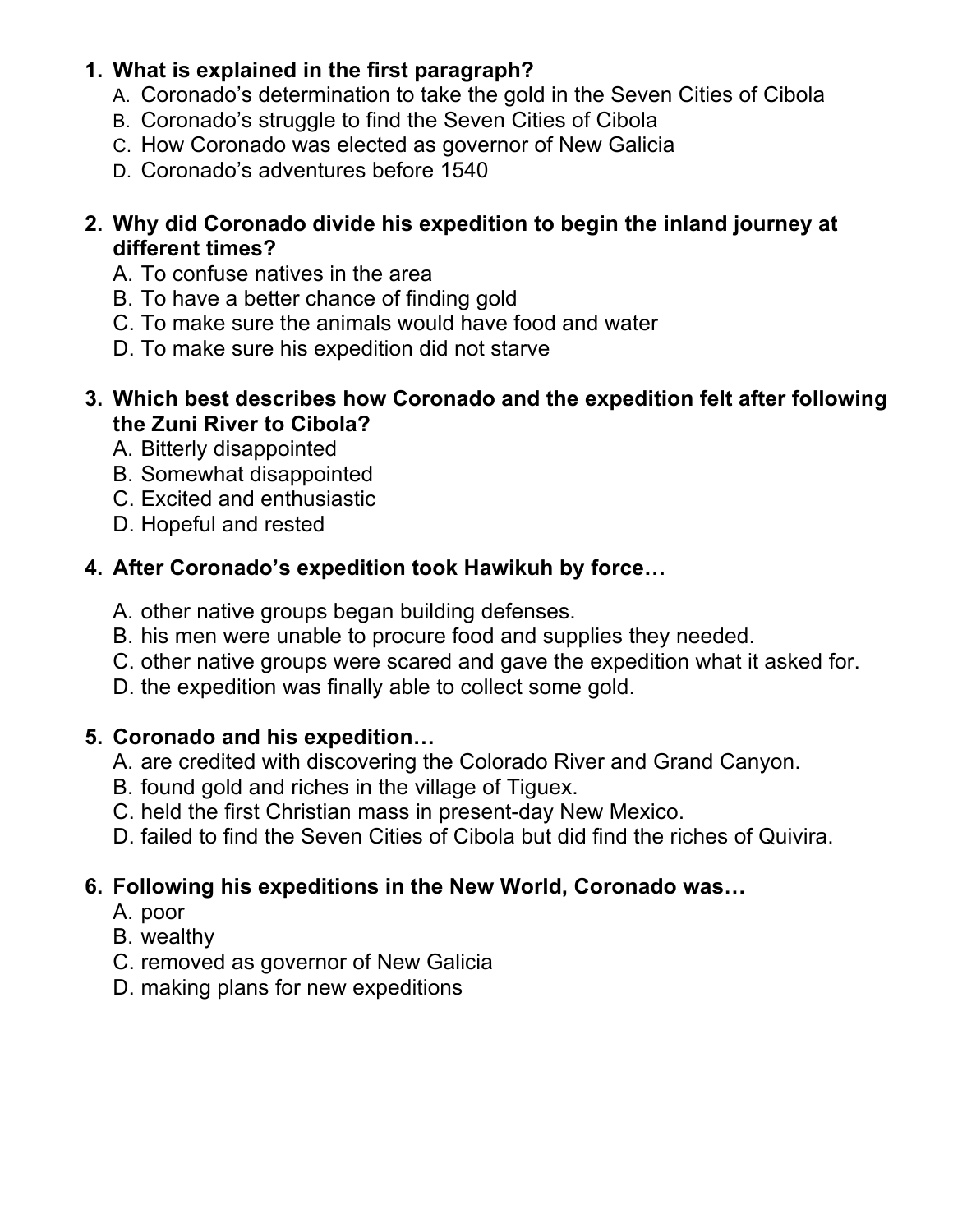1. **What is explained in the first paragraph?**
   A. Coronado's determination to take the gold in the Seven Cities of Cibola
   B. Coronado's struggle to find the Seven Cities of Cibola
   C. How Coronado was elected as governor of New Galicia
   D. Coronado's adventures before 1540

2. **Why did Coronado divide his expedition to begin the inland journey at different times?**
   A. To confuse natives in the area
   B. To have a better chance of finding gold
   C. To make sure the animals would have food and water
   D. To make sure his expedition did not starve

3. **Which best describes how Coronado and the expedition felt after following the Zuni River to Cibola?**
   A. Bitterly disappointed
   B. Somewhat disappointed
   C. Excited and enthusiastic
   D. Hopeful and rested

4. **After Coronado's expedition took Hawikuh by force…**

   A. other native groups began building defenses.
   B. his men were unable to procure food and supplies they needed.
   C. other native groups were scared and gave the expedition what it asked for.
   D. the expedition was finally able to collect some gold.

5. **Coronado and his expedition…**
   A. are credited with discovering the Colorado River and Grand Canyon.
   B. found gold and riches in the village of Tiguex.
   C. held the first Christian mass in present-day New Mexico.
   D. failed to find the Seven Cities of Cibola but did find the riches of Quivira.

6. **Following his expeditions in the New World, Coronado was…**
   A. poor
   B. wealthy
   C. removed as governor of New Galicia
   D. making plans for new expeditions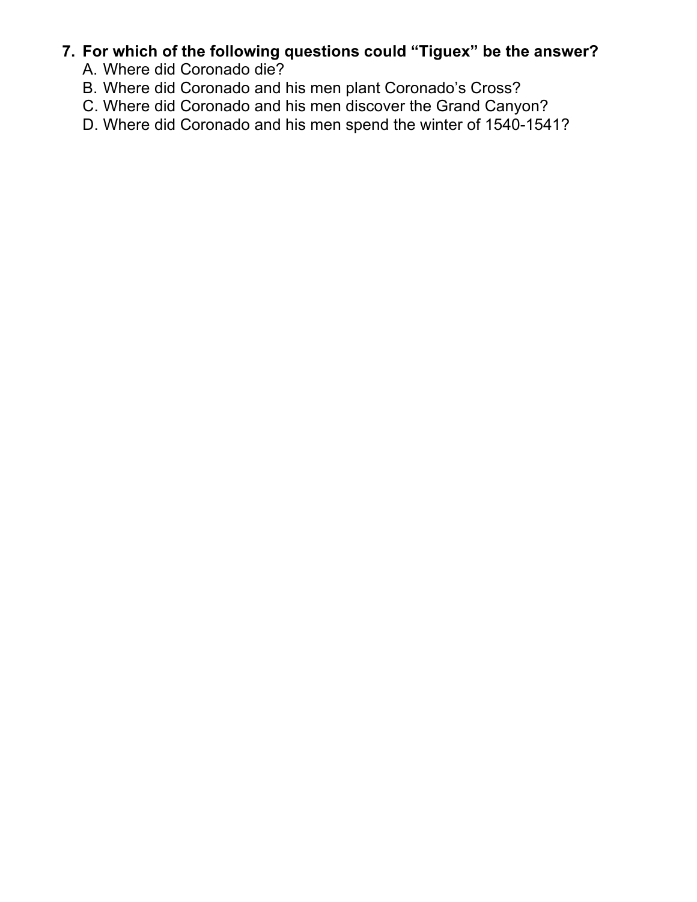**7. For which of the following questions could "Tiguex" be the answer?**

A. Where did Coronado die?
B. Where did Coronado and his men plant Coronado's Cross?
C. Where did Coronado and his men discover the Grand Canyon?
D. Where did Coronado and his men spend the winter of 1540-1541?